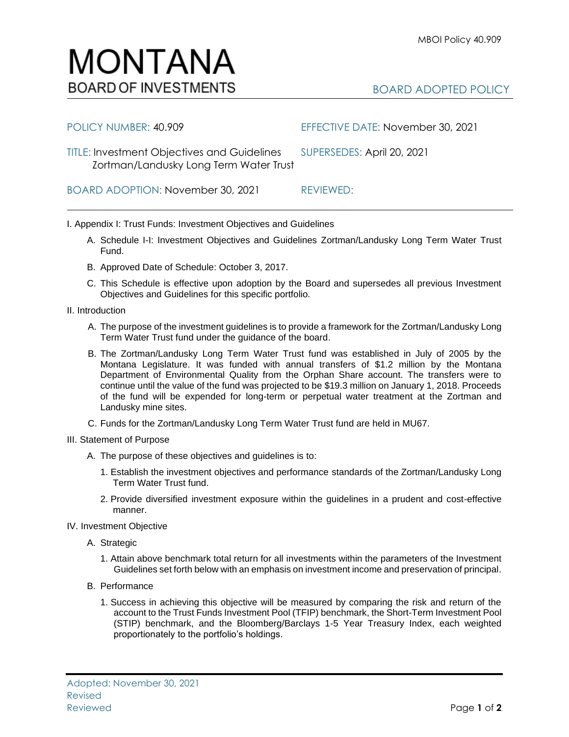MBOI Policy 40.909

# MONTANA
## BOARD OF INVESTMENTS

BOARD ADOPTED POLICY

POLICY NUMBER: 40.909

EFFECTIVE DATE: November 30, 2021

TITLE: Investment Objectives and Guidelines Zortman/Landusky Long Term Water Trust

SUPERSEDES: April 20, 2021

BOARD ADOPTION: November 30, 2021

REVIEWED:

---

I. Appendix I: Trust Funds: Investment Objectives and Guidelines

A. Schedule I-I: Investment Objectives and Guidelines Zortman/Landusky Long Term Water Trust Fund.

B. Approved Date of Schedule: October 3, 2017.

C. This Schedule is effective upon adoption by the Board and supersedes all previous Investment Objectives and Guidelines for this specific portfolio.

II. Introduction

A. The purpose of the investment guidelines is to provide a framework for the Zortman/Landusky Long Term Water Trust fund under the guidance of the board.

B. The Zortman/Landusky Long Term Water Trust fund was established in July of 2005 by the Montana Legislature. It was funded with annual transfers of $1.2 million by the Montana Department of Environmental Quality from the Orphan Share account. The transfers were to continue until the value of the fund was projected to be $19.3 million on January 1, 2018. Proceeds of the fund will be expended for long-term or perpetual water treatment at the Zortman and Landusky mine sites.

C. Funds for the Zortman/Landusky Long Term Water Trust fund are held in MU67.

III. Statement of Purpose

A. The purpose of these objectives and guidelines is to:

1. Establish the investment objectives and performance standards of the Zortman/Landusky Long Term Water Trust fund.

2. Provide diversified investment exposure within the guidelines in a prudent and cost-effective manner.

IV. Investment Objective

A. Strategic

1. Attain above benchmark total return for all investments within the parameters of the Investment Guidelines set forth below with an emphasis on investment income and preservation of principal.

B. Performance

1. Success in achieving this objective will be measured by comparing the risk and return of the account to the Trust Funds Investment Pool (TFIP) benchmark, the Short-Term Investment Pool (STIP) benchmark, and the Bloomberg/Barclays 1-5 Year Treasury Index, each weighted proportionately to the portfolio's holdings.

Adopted: November 30, 2021
Revised
Reviewed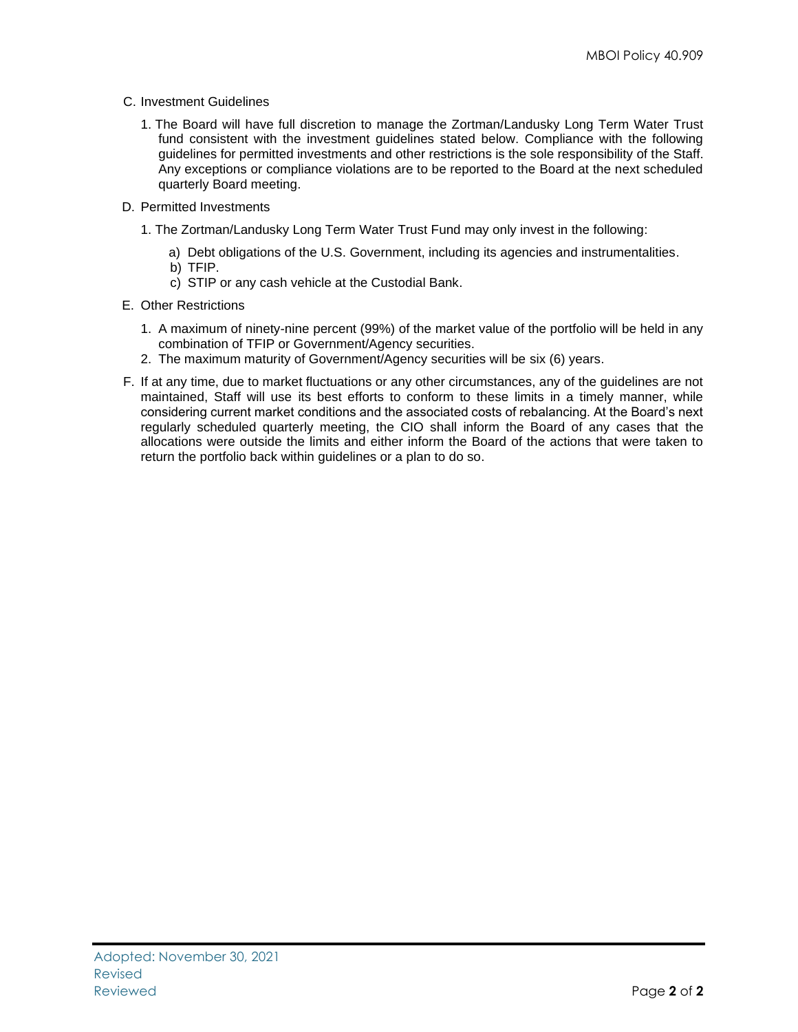C. Investment Guidelines

   1. The Board will have full discretion to manage the Zortman/Landusky Long Term Water Trust fund consistent with the investment guidelines stated below. Compliance with the following guidelines for permitted investments and other restrictions is the sole responsibility of the Staff. Any exceptions or compliance violations are to be reported to the Board at the next scheduled quarterly Board meeting.

D. Permitted Investments

   1. The Zortman/Landusky Long Term Water Trust Fund may only invest in the following:

      a) Debt obligations of the U.S. Government, including its agencies and instrumentalities.
      b) TFIP.
      c) STIP or any cash vehicle at the Custodial Bank.

E. Other Restrictions

   1. A maximum of ninety-nine percent (99%) of the market value of the portfolio will be held in any combination of TFIP or Government/Agency securities.
   2. The maximum maturity of Government/Agency securities will be six (6) years.

F. If at any time, due to market fluctuations or any other circumstances, any of the guidelines are not maintained, Staff will use its best efforts to conform to these limits in a timely manner, while considering current market conditions and the associated costs of rebalancing. At the Board's next regularly scheduled quarterly meeting, the CIO shall inform the Board of any cases that the allocations were outside the limits and either inform the Board of the actions that were taken to return the portfolio back within guidelines or a plan to do so.

Adopted: November 30, 2021
Revised
Reviewed